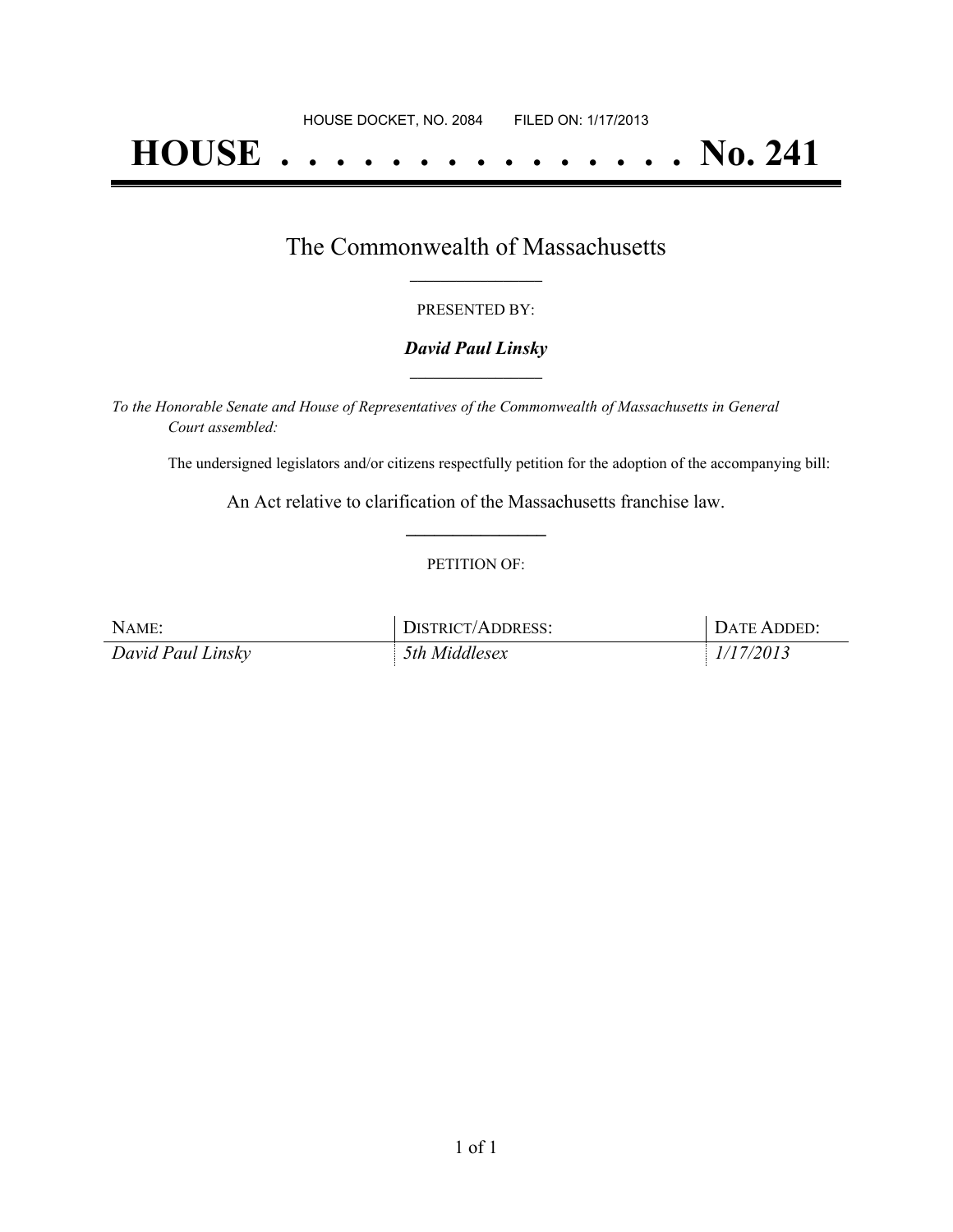HOUSE DOCKET, NO. 2084        FILED ON: 1/17/2013

# HOUSE . . . . . . . . . . . . . . . No. 241

## The Commonwealth of Massachusetts

PRESENTED BY:

***David Paul Linsky***

*To the Honorable Senate and House of Representatives of the Commonwealth of Massachusetts in General Court assembled:*

The undersigned legislators and/or citizens respectfully petition for the adoption of the accompanying bill:

An Act relative to clarification of the Massachusetts franchise law.

PETITION OF:

| NAME: | DISTRICT/ADDRESS: | DATE ADDED: |
|---|---|---|
| *David Paul Linsky* | *5th Middlesex* | *1/17/2013* |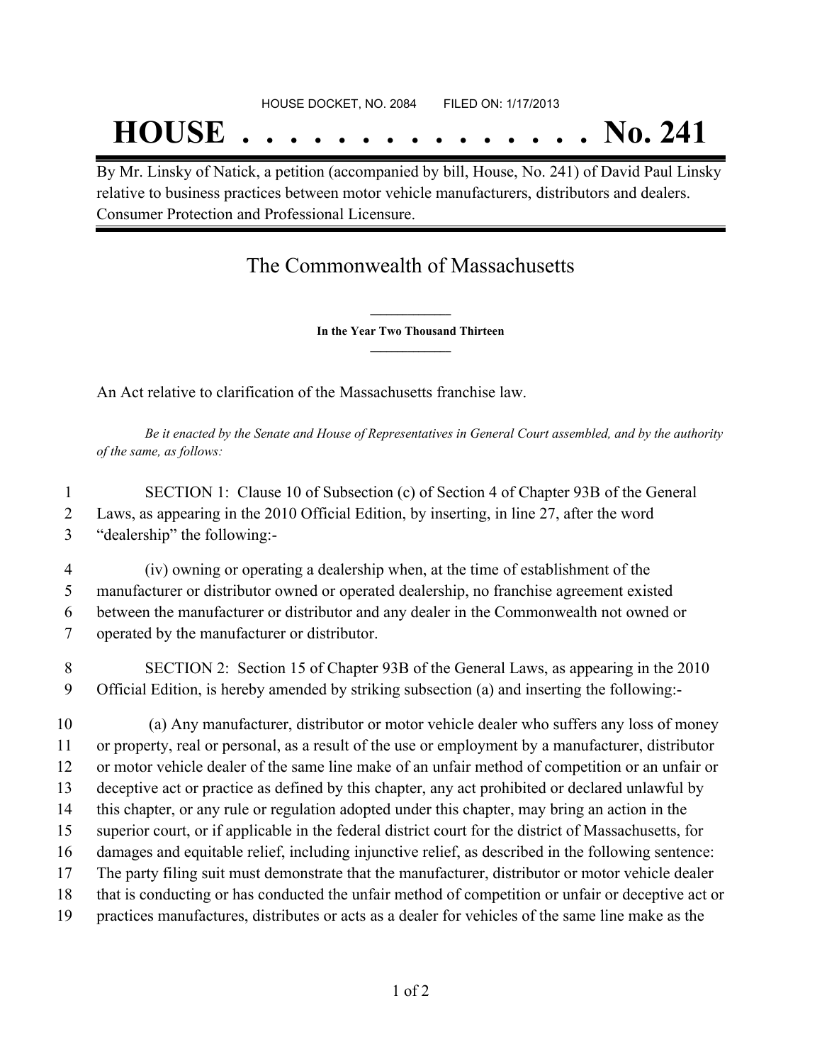HOUSE DOCKET, NO. 2084        FILED ON: 1/17/2013

# HOUSE . . . . . . . . . . . . . . . No. 241

By Mr. Linsky of Natick, a petition (accompanied by bill, House, No. 241) of David Paul Linsky relative to business practices between motor vehicle manufacturers, distributors and dealers. Consumer Protection and Professional Licensure.

## The Commonwealth of Massachusetts

**In the Year Two Thousand Thirteen**

An Act relative to clarification of the Massachusetts franchise law.

*Be it enacted by the Senate and House of Representatives in General Court assembled, and by the authority of the same, as follows:*

1 SECTION 1: Clause 10 of Subsection (c) of Section 4 of Chapter 93B of the General
2 Laws, as appearing in the 2010 Official Edition, by inserting, in line 27, after the word
3 "dealership" the following:-

4 (iv) owning or operating a dealership when, at the time of establishment of the
5 manufacturer or distributor owned or operated dealership, no franchise agreement existed
6 between the manufacturer or distributor and any dealer in the Commonwealth not owned or
7 operated by the manufacturer or distributor.

8 SECTION 2: Section 15 of Chapter 93B of the General Laws, as appearing in the 2010
9 Official Edition, is hereby amended by striking subsection (a) and inserting the following:-

10 (a) Any manufacturer, distributor or motor vehicle dealer who suffers any loss of money
11 or property, real or personal, as a result of the use or employment by a manufacturer, distributor
12 or motor vehicle dealer of the same line make of an unfair method of competition or an unfair or
13 deceptive act or practice as defined by this chapter, any act prohibited or declared unlawful by
14 this chapter, or any rule or regulation adopted under this chapter, may bring an action in the
15 superior court, or if applicable in the federal district court for the district of Massachusetts, for
16 damages and equitable relief, including injunctive relief, as described in the following sentence:
17 The party filing suit must demonstrate that the manufacturer, distributor or motor vehicle dealer
18 that is conducting or has conducted the unfair method of competition or unfair or deceptive act or
19 practices manufactures, distributes or acts as a dealer for vehicles of the same line make as the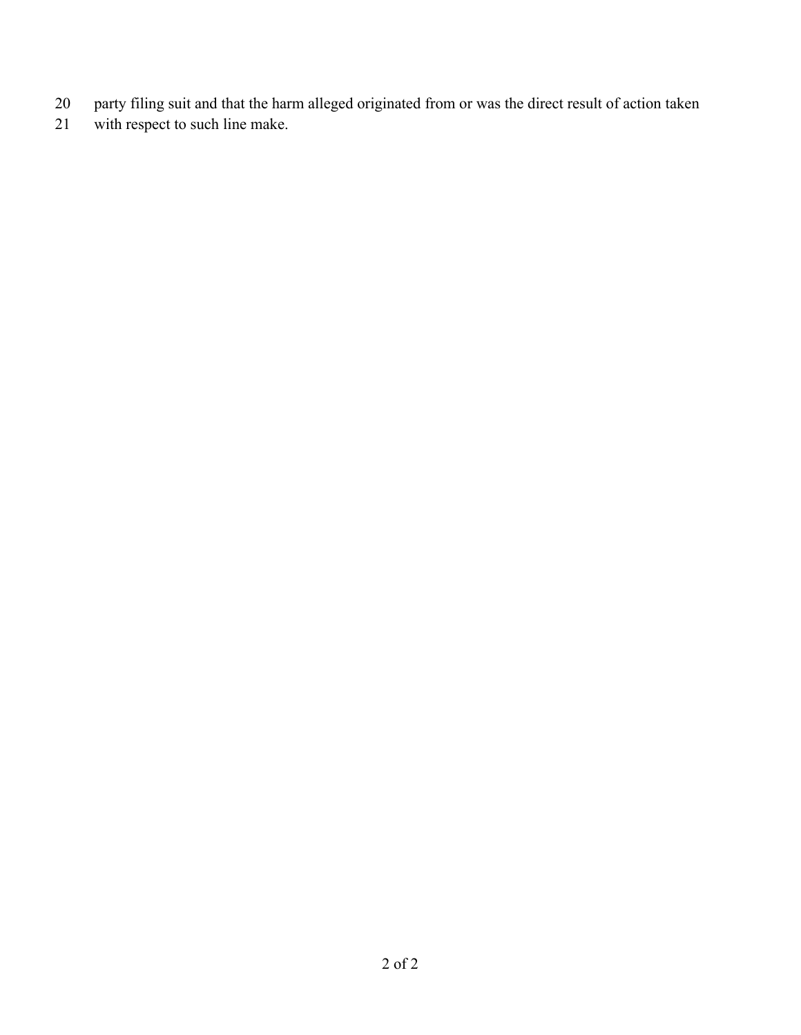20 party filing suit and that the harm alleged originated from or was the direct result of action taken
21 with respect to such line make.